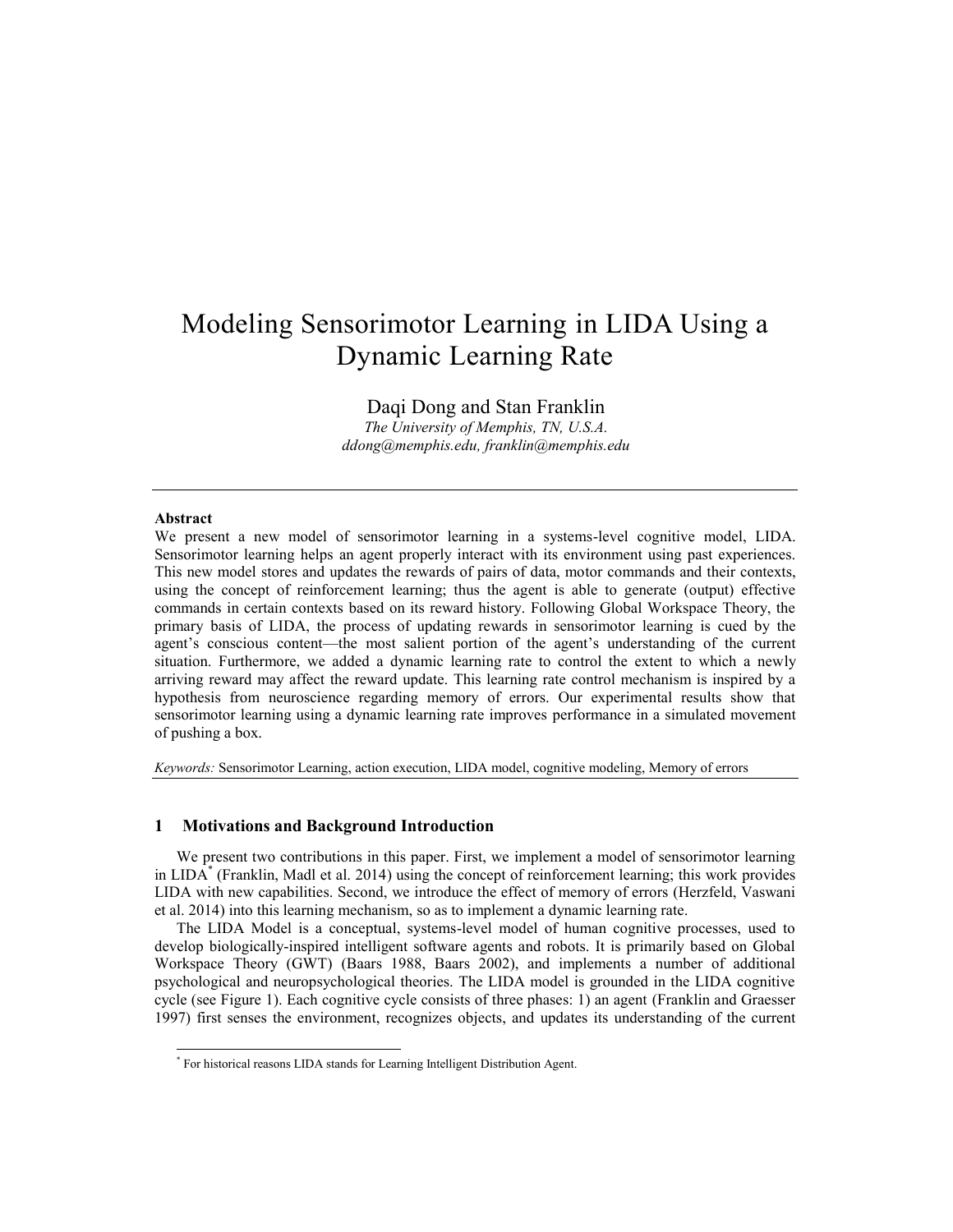# Modeling Sensorimotor Learning in LIDA Using a Dynamic Learning Rate

Daqi Dong and Stan Franklin

*The University of Memphis, TN, U.S.A.*

*ddong@memphis.edu, franklin@memphis.edu*

**Abstract**

We present a new model of sensorimotor learning in a systems-level cognitive model, LIDA. Sensorimotor learning helps an agent properly interact with its environment using past experiences. This new model stores and updates the rewards of pairs of data, motor commands and their contexts, using the concept of reinforcement learning; thus the agent is able to generate (output) effective commands in certain contexts based on its reward history. Following Global Workspace Theory, the primary basis of LIDA, the process of updating rewards in sensorimotor learning is cued by the agent's conscious content—the most salient portion of the agent's understanding of the current situation. Furthermore, we added a dynamic learning rate to control the extent to which a newly arriving reward may affect the reward update. This learning rate control mechanism is inspired by a hypothesis from neuroscience regarding memory of errors. Our experimental results show that sensorimotor learning using a dynamic learning rate improves performance in a simulated movement of pushing a box.

*Keywords:* Sensorimotor Learning, action execution, LIDA model, cognitive modeling, Memory of errors

## 1 Motivations and Background Introduction

We present two contributions in this paper. First, we implement a model of sensorimotor learning in LIDA[*] (Franklin, Madl et al. 2014) using the concept of reinforcement learning; this work provides LIDA with new capabilities. Second, we introduce the effect of memory of errors (Herzfeld, Vaswani et al. 2014) into this learning mechanism, so as to implement a dynamic learning rate.

The LIDA Model is a conceptual, systems-level model of human cognitive processes, used to develop biologically-inspired intelligent software agents and robots. It is primarily based on Global Workspace Theory (GWT) (Baars 1988, Baars 2002), and implements a number of additional psychological and neuropsychological theories. The LIDA model is grounded in the LIDA cognitive cycle (see Figure 1). Each cognitive cycle consists of three phases: 1) an agent (Franklin and Graesser 1997) first senses the environment, recognizes objects, and updates its understanding of the current

[*] For historical reasons LIDA stands for Learning Intelligent Distribution Agent.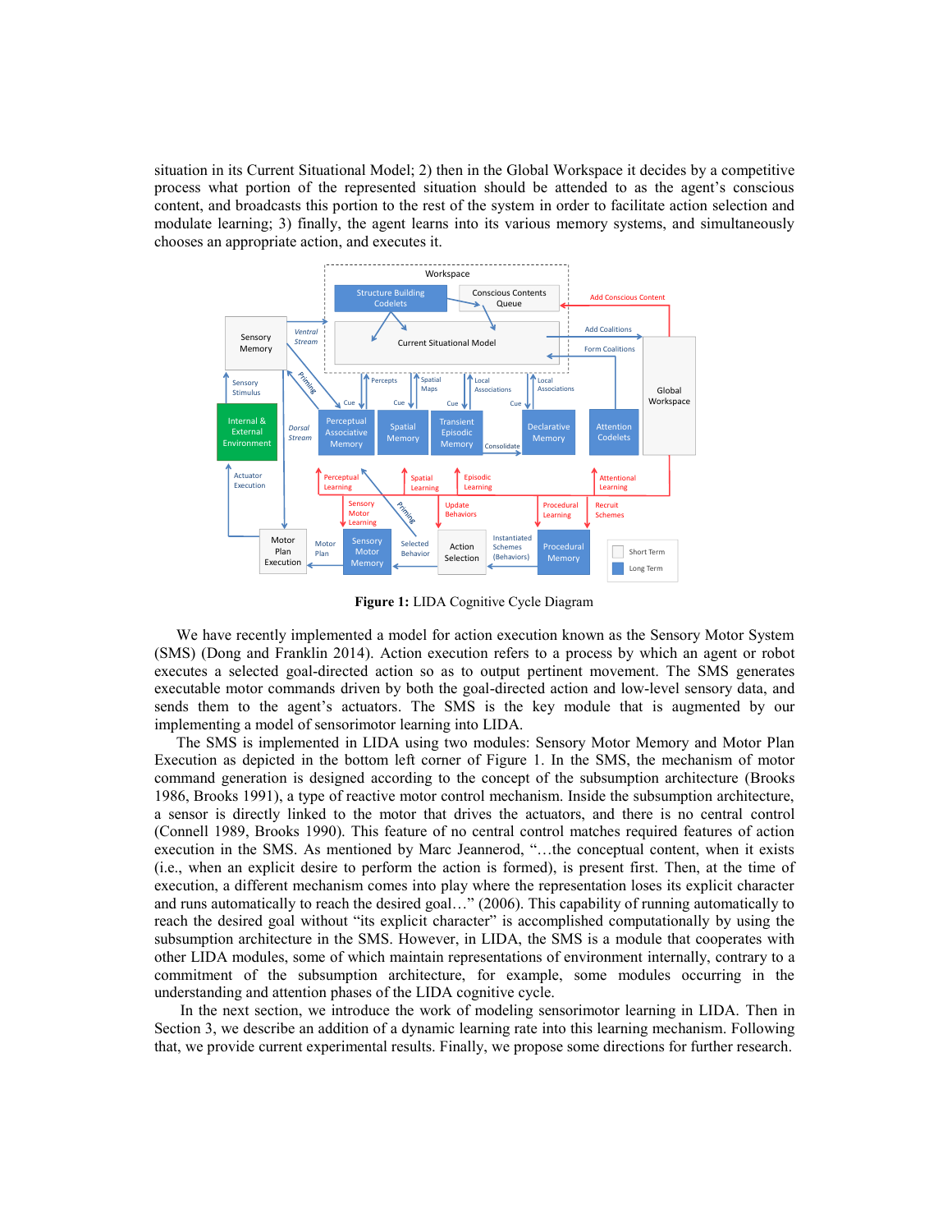situation in its Current Situational Model; 2) then in the Global Workspace it decides by a competitive process what portion of the represented situation should be attended to as the agent's conscious content, and broadcasts this portion to the rest of the system in order to facilitate action selection and modulate learning; 3) finally, the agent learns into its various memory systems, and simultaneously chooses an appropriate action, and executes it.

**Figure 1:** LIDA Cognitive Cycle Diagram

We have recently implemented a model for action execution known as the Sensory Motor System (SMS) (Dong and Franklin 2014). Action execution refers to a process by which an agent or robot executes a selected goal-directed action so as to output pertinent movement. The SMS generates executable motor commands driven by both the goal-directed action and low-level sensory data, and sends them to the agent's actuators. The SMS is the key module that is augmented by our implementing a model of sensorimotor learning into LIDA.

The SMS is implemented in LIDA using two modules: Sensory Motor Memory and Motor Plan Execution as depicted in the bottom left corner of Figure 1. In the SMS, the mechanism of motor command generation is designed according to the concept of the subsumption architecture (Brooks 1986, Brooks 1991), a type of reactive motor control mechanism. Inside the subsumption architecture, a sensor is directly linked to the motor that drives the actuators, and there is no central control (Connell 1989, Brooks 1990). This feature of no central control matches required features of action execution in the SMS. As mentioned by Marc Jeannerod, "…the conceptual content, when it exists (i.e., when an explicit desire to perform the action is formed), is present first. Then, at the time of execution, a different mechanism comes into play where the representation loses its explicit character and runs automatically to reach the desired goal…" (2006). This capability of running automatically to reach the desired goal without "its explicit character" is accomplished computationally by using the subsumption architecture in the SMS. However, in LIDA, the SMS is a module that cooperates with other LIDA modules, some of which maintain representations of environment internally, contrary to a commitment of the subsumption architecture, for example, some modules occurring in the understanding and attention phases of the LIDA cognitive cycle.

In the next section, we introduce the work of modeling sensorimotor learning in LIDA. Then in Section 3, we describe an addition of a dynamic learning rate into this learning mechanism. Following that, we provide current experimental results. Finally, we propose some directions for further research.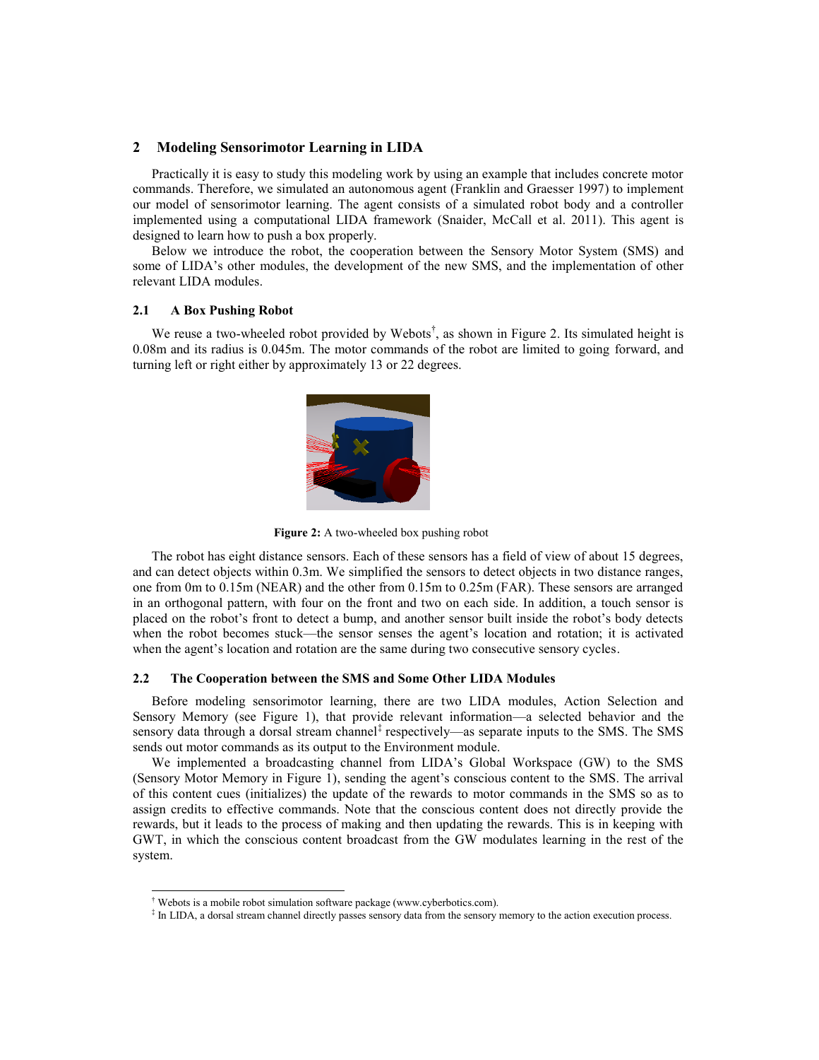## 2 Modeling Sensorimotor Learning in LIDA

Practically it is easy to study this modeling work by using an example that includes concrete motor commands. Therefore, we simulated an autonomous agent (Franklin and Graesser 1997) to implement our model of sensorimotor learning. The agent consists of a simulated robot body and a controller implemented using a computational LIDA framework (Snaider, McCall et al. 2011). This agent is designed to learn how to push a box properly.

Below we introduce the robot, the cooperation between the Sensory Motor System (SMS) and some of LIDA's other modules, the development of the new SMS, and the implementation of other relevant LIDA modules.

### 2.1 A Box Pushing Robot

We reuse a two-wheeled robot provided by Webots[†], as shown in Figure 2. Its simulated height is 0.08m and its radius is 0.045m. The motor commands of the robot are limited to going forward, and turning left or right either by approximately 13 or 22 degrees.

**Figure 2:** A two-wheeled box pushing robot

The robot has eight distance sensors. Each of these sensors has a field of view of about 15 degrees, and can detect objects within 0.3m. We simplified the sensors to detect objects in two distance ranges, one from 0m to 0.15m (NEAR) and the other from 0.15m to 0.25m (FAR). These sensors are arranged in an orthogonal pattern, with four on the front and two on each side. In addition, a touch sensor is placed on the robot's front to detect a bump, and another sensor built inside the robot's body detects when the robot becomes stuck—the sensor senses the agent's location and rotation; it is activated when the agent's location and rotation are the same during two consecutive sensory cycles.

### 2.2 The Cooperation between the SMS and Some Other LIDA Modules

Before modeling sensorimotor learning, there are two LIDA modules, Action Selection and Sensory Memory (see Figure 1), that provide relevant information—a selected behavior and the sensory data through a dorsal stream channel[‡] respectively—as separate inputs to the SMS. The SMS sends out motor commands as its output to the Environment module.

We implemented a broadcasting channel from LIDA's Global Workspace (GW) to the SMS (Sensory Motor Memory in Figure 1), sending the agent's conscious content to the SMS. The arrival of this content cues (initializes) the update of the rewards to motor commands in the SMS so as to assign credits to effective commands. Note that the conscious content does not directly provide the rewards, but it leads to the process of making and then updating the rewards. This is in keeping with GWT, in which the conscious content broadcast from the GW modulates learning in the rest of the system.

---

[†] Webots is a mobile robot simulation software package (www.cyberbotics.com).

[‡] In LIDA, a dorsal stream channel directly passes sensory data from the sensory memory to the action execution process.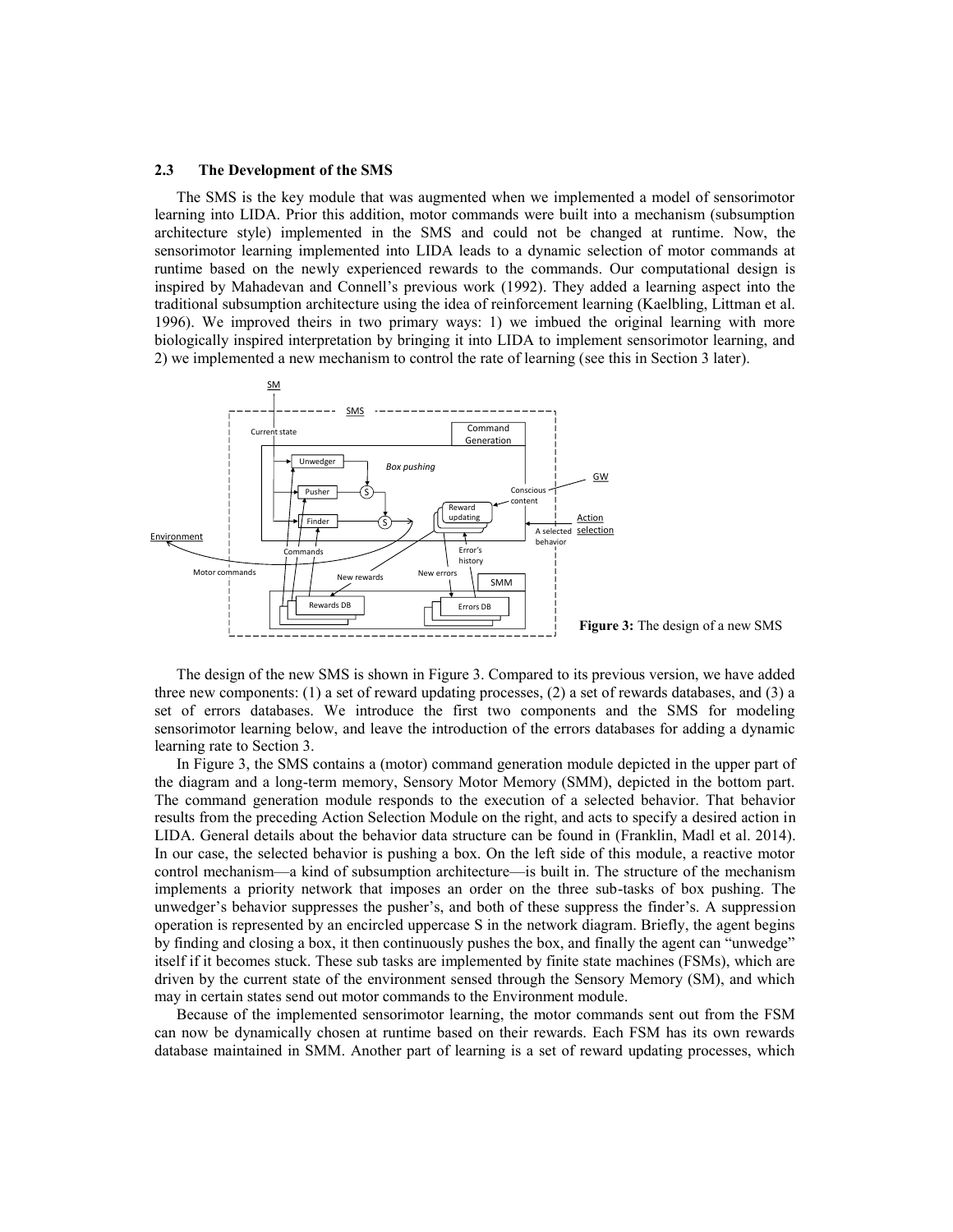### 2.3 The Development of the SMS

The SMS is the key module that was augmented when we implemented a model of sensorimotor learning into LIDA. Prior this addition, motor commands were built into a mechanism (subsumption architecture style) implemented in the SMS and could not be changed at runtime. Now, the sensorimotor learning implemented into LIDA leads to a dynamic selection of motor commands at runtime based on the newly experienced rewards to the commands. Our computational design is inspired by Mahadevan and Connell's previous work (1992). They added a learning aspect into the traditional subsumption architecture using the idea of reinforcement learning (Kaelbling, Littman et al. 1996). We improved theirs in two primary ways: 1) we imbued the original learning with more biologically inspired interpretation by bringing it into LIDA to implement sensorimotor learning, and 2) we implemented a new mechanism to control the rate of learning (see this in Section 3 later).

**Figure 3:** The design of a new SMS

The design of the new SMS is shown in Figure 3. Compared to its previous version, we have added three new components: (1) a set of reward updating processes, (2) a set of rewards databases, and (3) a set of errors databases. We introduce the first two components and the SMS for modeling sensorimotor learning below, and leave the introduction of the errors databases for adding a dynamic learning rate to Section 3.

In Figure 3, the SMS contains a (motor) command generation module depicted in the upper part of the diagram and a long-term memory, Sensory Motor Memory (SMM), depicted in the bottom part. The command generation module responds to the execution of a selected behavior. That behavior results from the preceding Action Selection Module on the right, and acts to specify a desired action in LIDA. General details about the behavior data structure can be found in (Franklin, Madl et al. 2014). In our case, the selected behavior is pushing a box. On the left side of this module, a reactive motor control mechanism—a kind of subsumption architecture—is built in. The structure of the mechanism implements a priority network that imposes an order on the three sub-tasks of box pushing. The unwedger's behavior suppresses the pusher's, and both of these suppress the finder's. A suppression operation is represented by an encircled uppercase S in the network diagram. Briefly, the agent begins by finding and closing a box, it then continuously pushes the box, and finally the agent can "unwedge" itself if it becomes stuck. These sub tasks are implemented by finite state machines (FSMs), which are driven by the current state of the environment sensed through the Sensory Memory (SM), and which may in certain states send out motor commands to the Environment module.

Because of the implemented sensorimotor learning, the motor commands sent out from the FSM can now be dynamically chosen at runtime based on their rewards. Each FSM has its own rewards database maintained in SMM. Another part of learning is a set of reward updating processes, which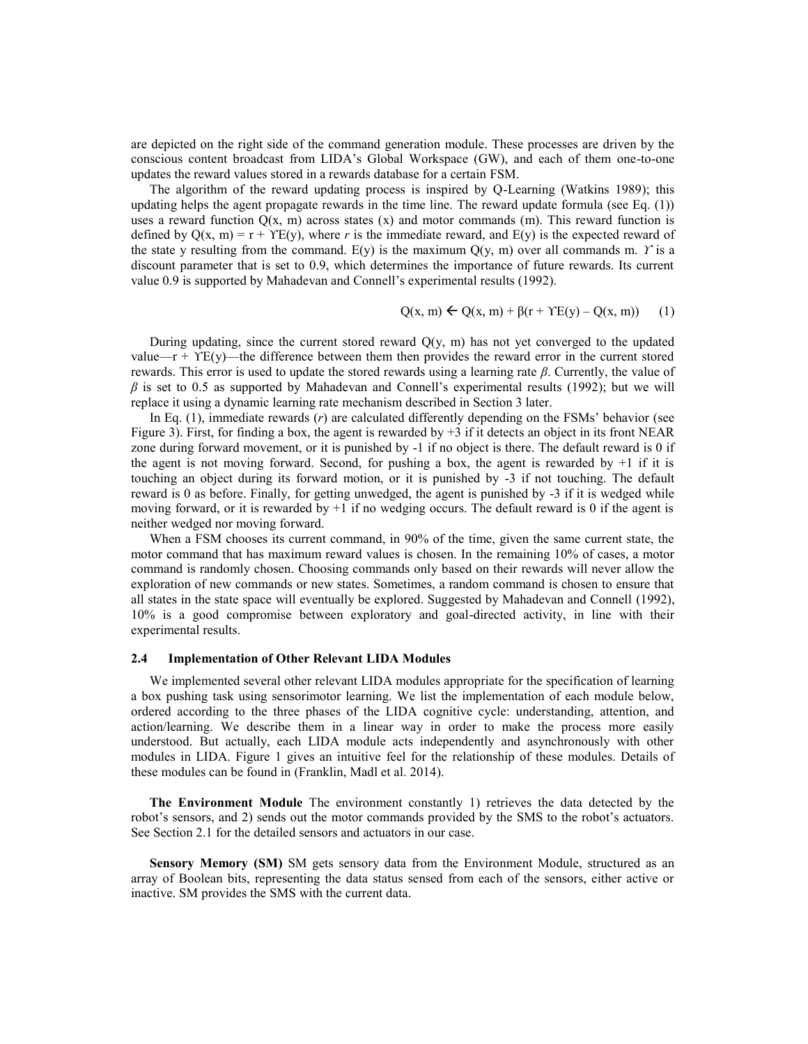are depicted on the right side of the command generation module. These processes are driven by the conscious content broadcast from LIDA's Global Workspace (GW), and each of them one-to-one updates the reward values stored in a rewards database for a certain FSM.

The algorithm of the reward updating process is inspired by Q-Learning (Watkins 1989); this updating helps the agent propagate rewards in the time line. The reward update formula (see Eq. (1)) uses a reward function Q(x, m) across states (x) and motor commands (m). This reward function is defined by $Q(x, m) = r + \Upsilon E(y)$, where *r* is the immediate reward, and E(y) is the expected reward of the state y resulting from the command. E(y) is the maximum Q(y, m) over all commands m. $\Upsilon$ is a discount parameter that is set to 0.9, which determines the importance of future rewards. Its current value 0.9 is supported by Mahadevan and Connell's experimental results (1992).

$$Q(x, m) \leftarrow Q(x, m) + \beta(r + \Upsilon E(y) - Q(x, m)) \quad (1)$$

During updating, since the current stored reward Q(y, m) has not yet converged to the updated value—$r + \Upsilon E(y)$—the difference between them then provides the reward error in the current stored rewards. This error is used to update the stored rewards using a learning rate $\beta$. Currently, the value of $\beta$ is set to 0.5 as supported by Mahadevan and Connell's experimental results (1992); but we will replace it using a dynamic learning rate mechanism described in Section 3 later.

In Eq. (1), immediate rewards (*r*) are calculated differently depending on the FSMs' behavior (see Figure 3). First, for finding a box, the agent is rewarded by +3 if it detects an object in its front NEAR zone during forward movement, or it is punished by -1 if no object is there. The default reward is 0 if the agent is not moving forward. Second, for pushing a box, the agent is rewarded by +1 if it is touching an object during its forward motion, or it is punished by -3 if not touching. The default reward is 0 as before. Finally, for getting unwedged, the agent is punished by -3 if it is wedged while moving forward, or it is rewarded by +1 if no wedging occurs. The default reward is 0 if the agent is neither wedged nor moving forward.

When a FSM chooses its current command, in 90% of the time, given the same current state, the motor command that has maximum reward values is chosen. In the remaining 10% of cases, a motor command is randomly chosen. Choosing commands only based on their rewards will never allow the exploration of new commands or new states. Sometimes, a random command is chosen to ensure that all states in the state space will eventually be explored. Suggested by Mahadevan and Connell (1992), 10% is a good compromise between exploratory and goal-directed activity, in line with their experimental results.

### 2.4 Implementation of Other Relevant LIDA Modules

We implemented several other relevant LIDA modules appropriate for the specification of learning a box pushing task using sensorimotor learning. We list the implementation of each module below, ordered according to the three phases of the LIDA cognitive cycle: understanding, attention, and action/learning. We describe them in a linear way in order to make the process more easily understood. But actually, each LIDA module acts independently and asynchronously with other modules in LIDA. Figure 1 gives an intuitive feel for the relationship of these modules. Details of these modules can be found in (Franklin, Madl et al. 2014).

**The Environment Module** The environment constantly 1) retrieves the data detected by the robot's sensors, and 2) sends out the motor commands provided by the SMS to the robot's actuators. See Section 2.1 for the detailed sensors and actuators in our case.

**Sensory Memory (SM)** SM gets sensory data from the Environment Module, structured as an array of Boolean bits, representing the data status sensed from each of the sensors, either active or inactive. SM provides the SMS with the current data.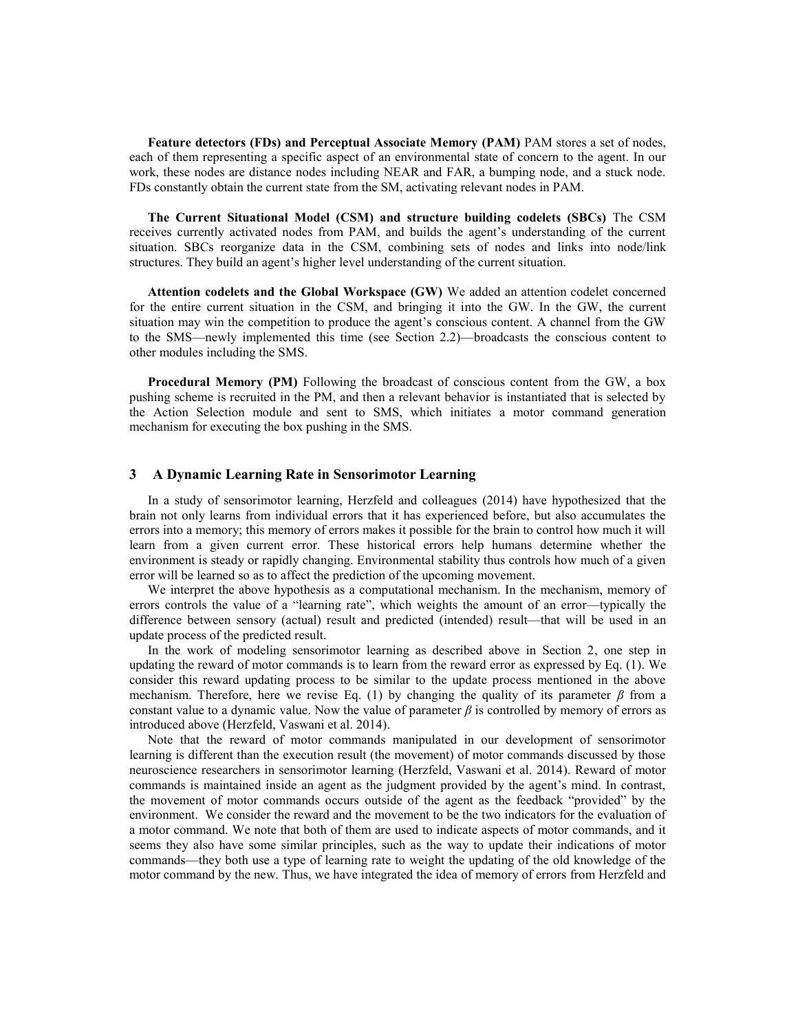**Feature detectors (FDs) and Perceptual Associate Memory (PAM)** PAM stores a set of nodes, each of them representing a specific aspect of an environmental state of concern to the agent. In our work, these nodes are distance nodes including NEAR and FAR, a bumping node, and a stuck node. FDs constantly obtain the current state from the SM, activating relevant nodes in PAM.

**The Current Situational Model (CSM) and structure building codelets (SBCs)** The CSM receives currently activated nodes from PAM, and builds the agent's understanding of the current situation. SBCs reorganize data in the CSM, combining sets of nodes and links into node/link structures. They build an agent's higher level understanding of the current situation.

**Attention codelets and the Global Workspace (GW)** We added an attention codelet concerned for the entire current situation in the CSM, and bringing it into the GW. In the GW, the current situation may win the competition to produce the agent's conscious content. A channel from the GW to the SMS—newly implemented this time (see Section 2.2)—broadcasts the conscious content to other modules including the SMS.

**Procedural Memory (PM)** Following the broadcast of conscious content from the GW, a box pushing scheme is recruited in the PM, and then a relevant behavior is instantiated that is selected by the Action Selection module and sent to SMS, which initiates a motor command generation mechanism for executing the box pushing in the SMS.

## 3 A Dynamic Learning Rate in Sensorimotor Learning

In a study of sensorimotor learning, Herzfeld and colleagues (2014) have hypothesized that the brain not only learns from individual errors that it has experienced before, but also accumulates the errors into a memory; this memory of errors makes it possible for the brain to control how much it will learn from a given current error. These historical errors help humans determine whether the environment is steady or rapidly changing. Environmental stability thus controls how much of a given error will be learned so as to affect the prediction of the upcoming movement.

We interpret the above hypothesis as a computational mechanism. In the mechanism, memory of errors controls the value of a "learning rate", which weights the amount of an error—typically the difference between sensory (actual) result and predicted (intended) result—that will be used in an update process of the predicted result.

In the work of modeling sensorimotor learning as described above in Section 2, one step in updating the reward of motor commands is to learn from the reward error as expressed by Eq. (1). We consider this reward updating process to be similar to the update process mentioned in the above mechanism. Therefore, here we revise Eq. (1) by changing the quality of its parameter $\beta$ from a constant value to a dynamic value. Now the value of parameter $\beta$ is controlled by memory of errors as introduced above (Herzfeld, Vaswani et al. 2014).

Note that the reward of motor commands manipulated in our development of sensorimotor learning is different than the execution result (the movement) of motor commands discussed by those neuroscience researchers in sensorimotor learning (Herzfeld, Vaswani et al. 2014). Reward of motor commands is maintained inside an agent as the judgment provided by the agent's mind. In contrast, the movement of motor commands occurs outside of the agent as the feedback "provided" by the environment. We consider the reward and the movement to be the two indicators for the evaluation of a motor command. We note that both of them are used to indicate aspects of motor commands, and it seems they also have some similar principles, such as the way to update their indications of motor commands—they both use a type of learning rate to weight the updating of the old knowledge of the motor command by the new. Thus, we have integrated the idea of memory of errors from Herzfeld and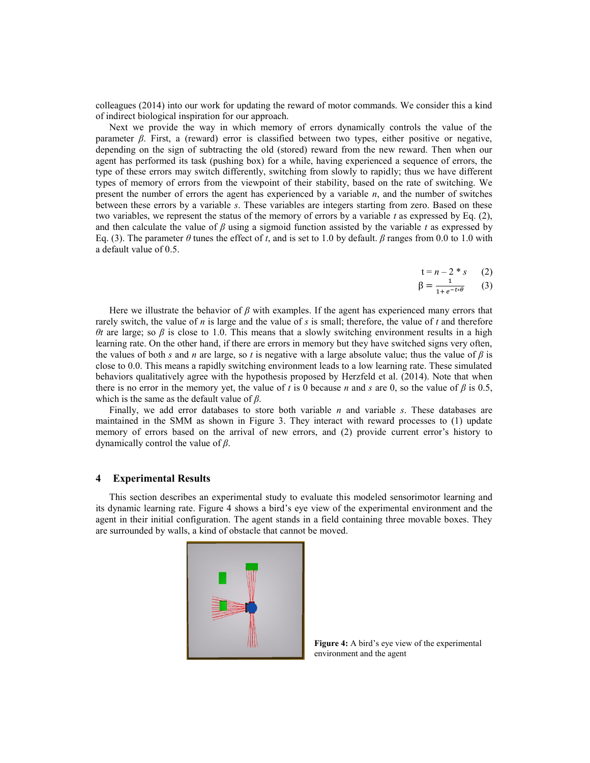colleagues (2014) into our work for updating the reward of motor commands. We consider this a kind of indirect biological inspiration for our approach.

Next we provide the way in which memory of errors dynamically controls the value of the parameter $\beta$. First, a (reward) error is classified between two types, either positive or negative, depending on the sign of subtracting the old (stored) reward from the new reward. Then when our agent has performed its task (pushing box) for a while, having experienced a sequence of errors, the type of these errors may switch differently, switching from slowly to rapidly; thus we have different types of memory of errors from the viewpoint of their stability, based on the rate of switching. We present the number of errors the agent has experienced by a variable $n$, and the number of switches between these errors by a variable $s$. These variables are integers starting from zero. Based on these two variables, we represent the status of the memory of errors by a variable $t$ as expressed by Eq. (2), and then calculate the value of $\beta$ using a sigmoid function assisted by the variable $t$ as expressed by Eq. (3). The parameter $\theta$ tunes the effect of $t$, and is set to 1.0 by default. $\beta$ ranges from 0.0 to 1.0 with a default value of 0.5.

$$t = n - 2 * s \tag{2}$$

$$\beta = \frac{1}{1 + e^{-t * \theta}} \tag{3}$$

Here we illustrate the behavior of $\beta$ with examples. If the agent has experienced many errors that rarely switch, the value of $n$ is large and the value of $s$ is small; therefore, the value of $t$ and therefore $\theta t$ are large; so $\beta$ is close to 1.0. This means that a slowly switching environment results in a high learning rate. On the other hand, if there are errors in memory but they have switched signs very often, the values of both $s$ and $n$ are large, so $t$ is negative with a large absolute value; thus the value of $\beta$ is close to 0.0. This means a rapidly switching environment leads to a low learning rate. These simulated behaviors qualitatively agree with the hypothesis proposed by Herzfeld et al. (2014). Note that when there is no error in the memory yet, the value of $t$ is 0 because $n$ and $s$ are 0, so the value of $\beta$ is 0.5, which is the same as the default value of $\beta$.

Finally, we add error databases to store both variable $n$ and variable $s$. These databases are maintained in the SMM as shown in Figure 3. They interact with reward processes to (1) update memory of errors based on the arrival of new errors, and (2) provide current error's history to dynamically control the value of $\beta$.

## 4 Experimental Results

This section describes an experimental study to evaluate this modeled sensorimotor learning and its dynamic learning rate. Figure 4 shows a bird's eye view of the experimental environment and the agent in their initial configuration. The agent stands in a field containing three movable boxes. They are surrounded by walls, a kind of obstacle that cannot be moved.

**Figure 4:** A bird's eye view of the experimental environment and the agent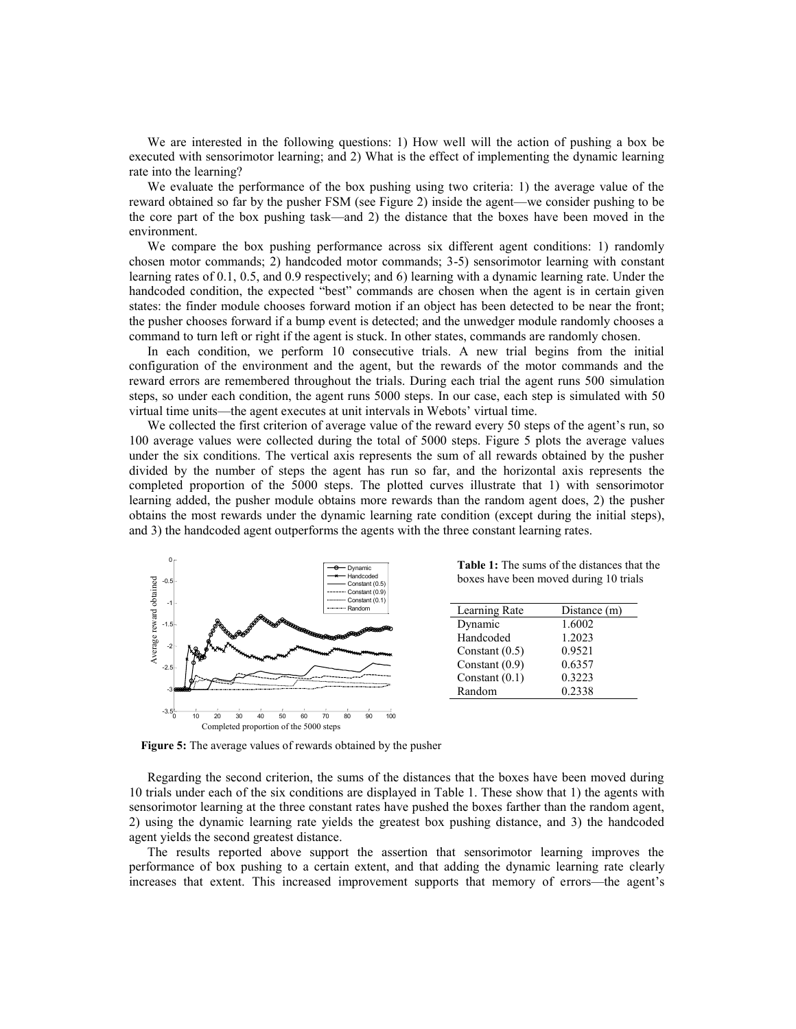We are interested in the following questions: 1) How well will the action of pushing a box be executed with sensorimotor learning; and 2) What is the effect of implementing the dynamic learning rate into the learning?

We evaluate the performance of the box pushing using two criteria: 1) the average value of the reward obtained so far by the pusher FSM (see Figure 2) inside the agent—we consider pushing to be the core part of the box pushing task—and 2) the distance that the boxes have been moved in the environment.

We compare the box pushing performance across six different agent conditions: 1) randomly chosen motor commands; 2) handcoded motor commands; 3-5) sensorimotor learning with constant learning rates of 0.1, 0.5, and 0.9 respectively; and 6) learning with a dynamic learning rate. Under the handcoded condition, the expected "best" commands are chosen when the agent is in certain given states: the finder module chooses forward motion if an object has been detected to be near the front; the pusher chooses forward if a bump event is detected; and the unwedger module randomly chooses a command to turn left or right if the agent is stuck. In other states, commands are randomly chosen.

In each condition, we perform 10 consecutive trials. A new trial begins from the initial configuration of the environment and the agent, but the rewards of the motor commands and the reward errors are remembered throughout the trials. During each trial the agent runs 500 simulation steps, so under each condition, the agent runs 5000 steps. In our case, each step is simulated with 50 virtual time units—the agent executes at unit intervals in Webots' virtual time.

We collected the first criterion of average value of the reward every 50 steps of the agent's run, so 100 average values were collected during the total of 5000 steps. Figure 5 plots the average values under the six conditions. The vertical axis represents the sum of all rewards obtained by the pusher divided by the number of steps the agent has run so far, and the horizontal axis represents the completed proportion of the 5000 steps. The plotted curves illustrate that 1) with sensorimotor learning added, the pusher module obtains more rewards than the random agent does, 2) the pusher obtains the most rewards under the dynamic learning rate condition (except during the initial steps), and 3) the handcoded agent outperforms the agents with the three constant learning rates.

**Figure 5:** The average values of rewards obtained by the pusher

**Table 1:** The sums of the distances that the boxes have been moved during 10 trials

| Learning Rate | Distance (m) |
|---|---|
| Dynamic | 1.6002 |
| Handcoded | 1.2023 |
| Constant (0.5) | 0.9521 |
| Constant (0.9) | 0.6357 |
| Constant (0.1) | 0.3223 |
| Random | 0.2338 |

Regarding the second criterion, the sums of the distances that the boxes have been moved during 10 trials under each of the six conditions are displayed in Table 1. These show that 1) the agents with sensorimotor learning at the three constant rates have pushed the boxes farther than the random agent, 2) using the dynamic learning rate yields the greatest box pushing distance, and 3) the handcoded agent yields the second greatest distance.

The results reported above support the assertion that sensorimotor learning improves the performance of box pushing to a certain extent, and that adding the dynamic learning rate clearly increases that extent. This increased improvement supports that memory of errors—the agent's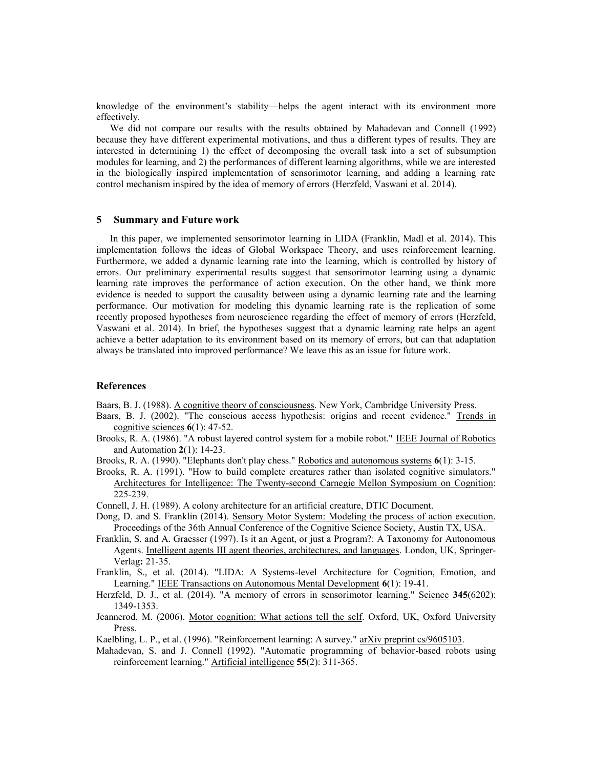knowledge of the environment's stability—helps the agent interact with its environment more effectively.

We did not compare our results with the results obtained by Mahadevan and Connell (1992) because they have different experimental motivations, and thus a different types of results. They are interested in determining 1) the effect of decomposing the overall task into a set of subsumption modules for learning, and 2) the performances of different learning algorithms, while we are interested in the biologically inspired implementation of sensorimotor learning, and adding a learning rate control mechanism inspired by the idea of memory of errors (Herzfeld, Vaswani et al. 2014).

## 5 Summary and Future work

In this paper, we implemented sensorimotor learning in LIDA (Franklin, Madl et al. 2014). This implementation follows the ideas of Global Workspace Theory, and uses reinforcement learning. Furthermore, we added a dynamic learning rate into the learning, which is controlled by history of errors. Our preliminary experimental results suggest that sensorimotor learning using a dynamic learning rate improves the performance of action execution. On the other hand, we think more evidence is needed to support the causality between using a dynamic learning rate and the learning performance. Our motivation for modeling this dynamic learning rate is the replication of some recently proposed hypotheses from neuroscience regarding the effect of memory of errors (Herzfeld, Vaswani et al. 2014). In brief, the hypotheses suggest that a dynamic learning rate helps an agent achieve a better adaptation to its environment based on its memory of errors, but can that adaptation always be translated into improved performance? We leave this as an issue for future work.

## References

Baars, B. J. (1988). A cognitive theory of consciousness. New York, Cambridge University Press.

Baars, B. J. (2002). "The conscious access hypothesis: origins and recent evidence." Trends in cognitive sciences **6**(1): 47-52.

Brooks, R. A. (1986). "A robust layered control system for a mobile robot." IEEE Journal of Robotics and Automation **2**(1): 14-23.

Brooks, R. A. (1990). "Elephants don't play chess." Robotics and autonomous systems **6**(1): 3-15.

Brooks, R. A. (1991). "How to build complete creatures rather than isolated cognitive simulators." Architectures for Intelligence: The Twenty-second Carnegie Mellon Symposium on Cognition: 225-239.

Connell, J. H. (1989). A colony architecture for an artificial creature, DTIC Document.

Dong, D. and S. Franklin (2014). Sensory Motor System: Modeling the process of action execution. Proceedings of the 36th Annual Conference of the Cognitive Science Society, Austin TX, USA.

Franklin, S. and A. Graesser (1997). Is it an Agent, or just a Program?: A Taxonomy for Autonomous Agents. Intelligent agents III agent theories, architectures, and languages. London, UK, Springer-Verlag**:** 21-35.

Franklin, S., et al. (2014). "LIDA: A Systems-level Architecture for Cognition, Emotion, and Learning." IEEE Transactions on Autonomous Mental Development **6**(1): 19-41.

Herzfeld, D. J., et al. (2014). "A memory of errors in sensorimotor learning." Science **345**(6202): 1349-1353.

Jeannerod, M. (2006). Motor cognition: What actions tell the self. Oxford, UK, Oxford University Press.

Kaelbling, L. P., et al. (1996). "Reinforcement learning: A survey." arXiv preprint cs/9605103.

Mahadevan, S. and J. Connell (1992). "Automatic programming of behavior-based robots using reinforcement learning." Artificial intelligence **55**(2): 311-365.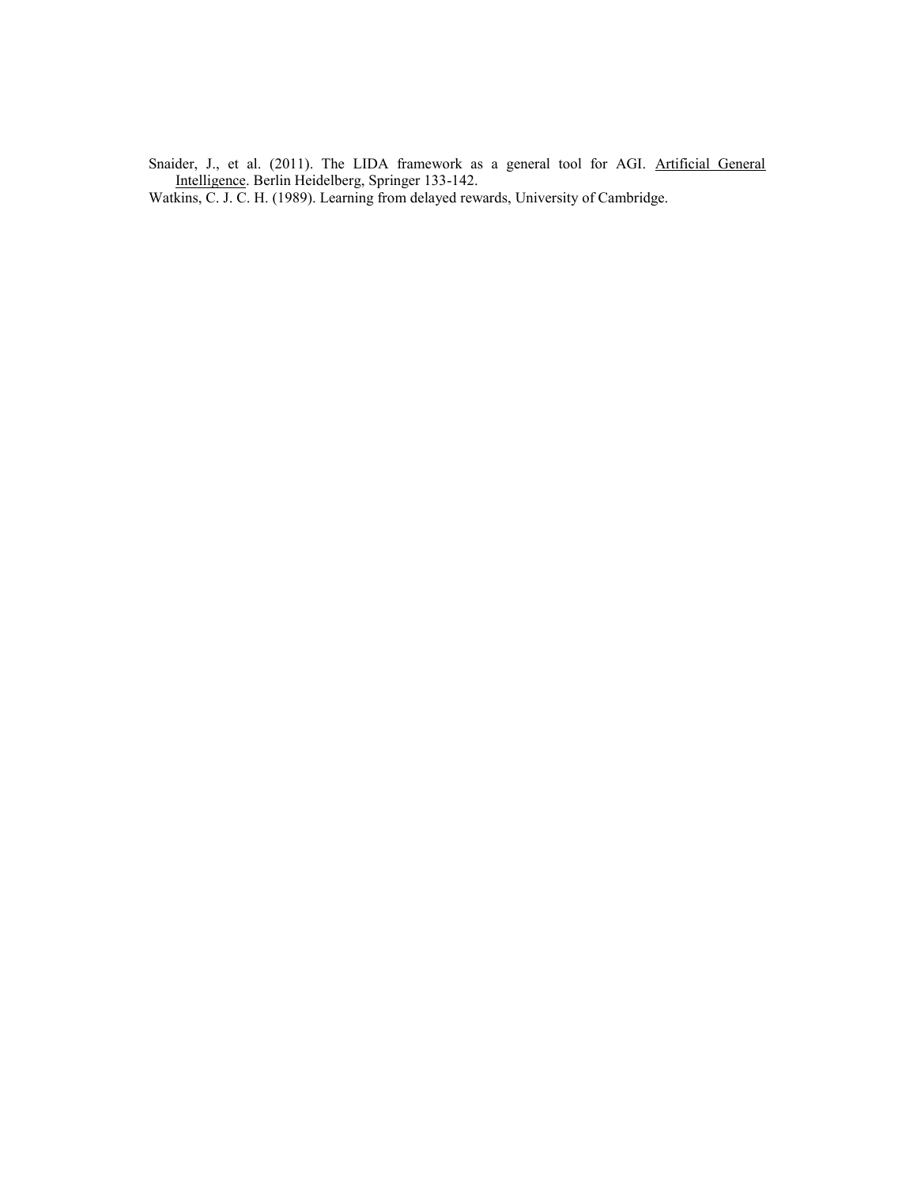Snaider, J., et al. (2011). The LIDA framework as a general tool for AGI. Artificial General Intelligence. Berlin Heidelberg, Springer 133-142.

Watkins, C. J. C. H. (1989). Learning from delayed rewards, University of Cambridge.